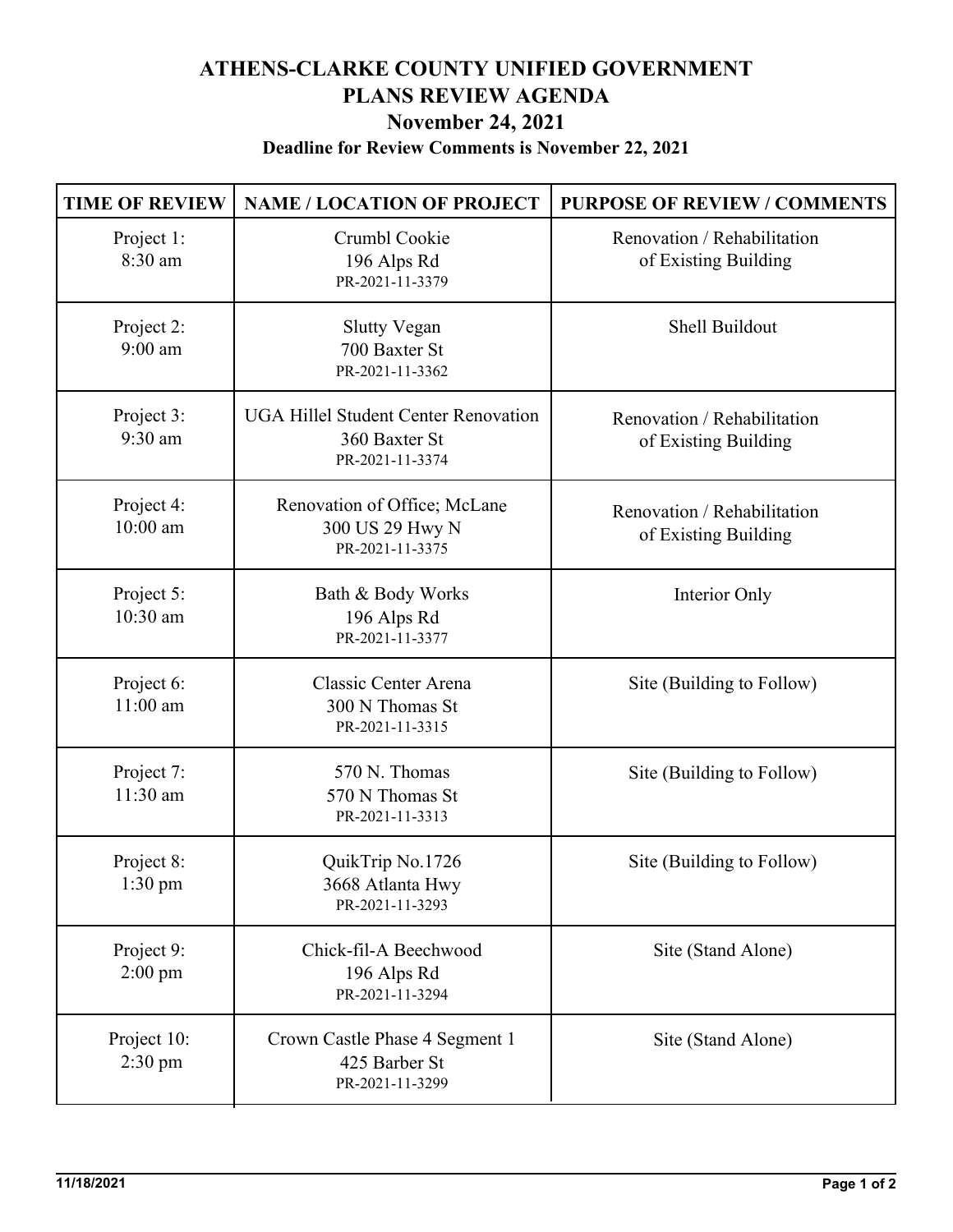# ATHENS-CLARKE COUNTY UNIFIED GOVERNMENT
# PLANS REVIEW AGENDA
## November 24, 2021
### Deadline for Review Comments is November 22, 2021

| TIME OF REVIEW | NAME / LOCATION OF PROJECT | PURPOSE OF REVIEW / COMMENTS |
|---|---|---|
| Project 1: 8:30 am | Crumbl Cookie<br>196 Alps Rd<br>PR-2021-11-3379 | Renovation / Rehabilitation of Existing Building |
| Project 2: 9:00 am | Slutty Vegan<br>700 Baxter St<br>PR-2021-11-3362 | Shell Buildout |
| Project 3: 9:30 am | UGA Hillel Student Center Renovation<br>360 Baxter St<br>PR-2021-11-3374 | Renovation / Rehabilitation of Existing Building |
| Project 4: 10:00 am | Renovation of Office; McLane<br>300 US 29 Hwy N<br>PR-2021-11-3375 | Renovation / Rehabilitation of Existing Building |
| Project 5: 10:30 am | Bath & Body Works<br>196 Alps Rd<br>PR-2021-11-3377 | Interior Only |
| Project 6: 11:00 am | Classic Center Arena<br>300 N Thomas St<br>PR-2021-11-3315 | Site (Building to Follow) |
| Project 7: 11:30 am | 570 N. Thomas<br>570 N Thomas St<br>PR-2021-11-3313 | Site (Building to Follow) |
| Project 8: 1:30 pm | QuikTrip No.1726<br>3668 Atlanta Hwy<br>PR-2021-11-3293 | Site (Building to Follow) |
| Project 9: 2:00 pm | Chick-fil-A Beechwood<br>196 Alps Rd<br>PR-2021-11-3294 | Site (Stand Alone) |
| Project 10: 2:30 pm | Crown Castle Phase 4 Segment 1<br>425 Barber St<br>PR-2021-11-3299 | Site (Stand Alone) |

11/18/2021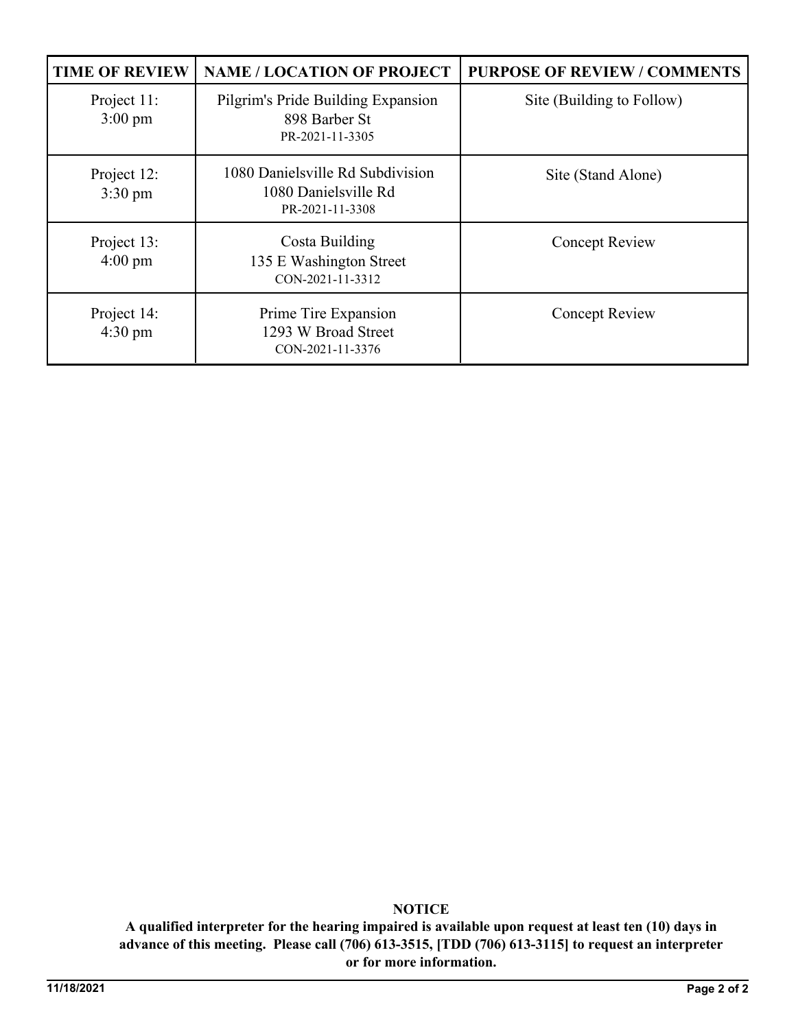| TIME OF REVIEW | NAME / LOCATION OF PROJECT | PURPOSE OF REVIEW / COMMENTS |
|---|---|---|
| Project 11: 3:00 pm | Pilgrim's Pride Building Expansion<br>898 Barber St<br>PR-2021-11-3305 | Site (Building to Follow) |
| Project 12: 3:30 pm | 1080 Danielsville Rd Subdivision<br>1080 Danielsville Rd<br>PR-2021-11-3308 | Site (Stand Alone) |
| Project 13: 4:00 pm | Costa Building<br>135 E Washington Street<br>CON-2021-11-3312 | Concept Review |
| Project 14: 4:30 pm | Prime Tire Expansion<br>1293 W Broad Street<br>CON-2021-11-3376 | Concept Review |

**NOTICE**

**A qualified interpreter for the hearing impaired is available upon request at least ten (10) days in advance of this meeting. Please call (706) 613-3515, [TDD (706) 613-3115] to request an interpreter or for more information.**

11/18/2021